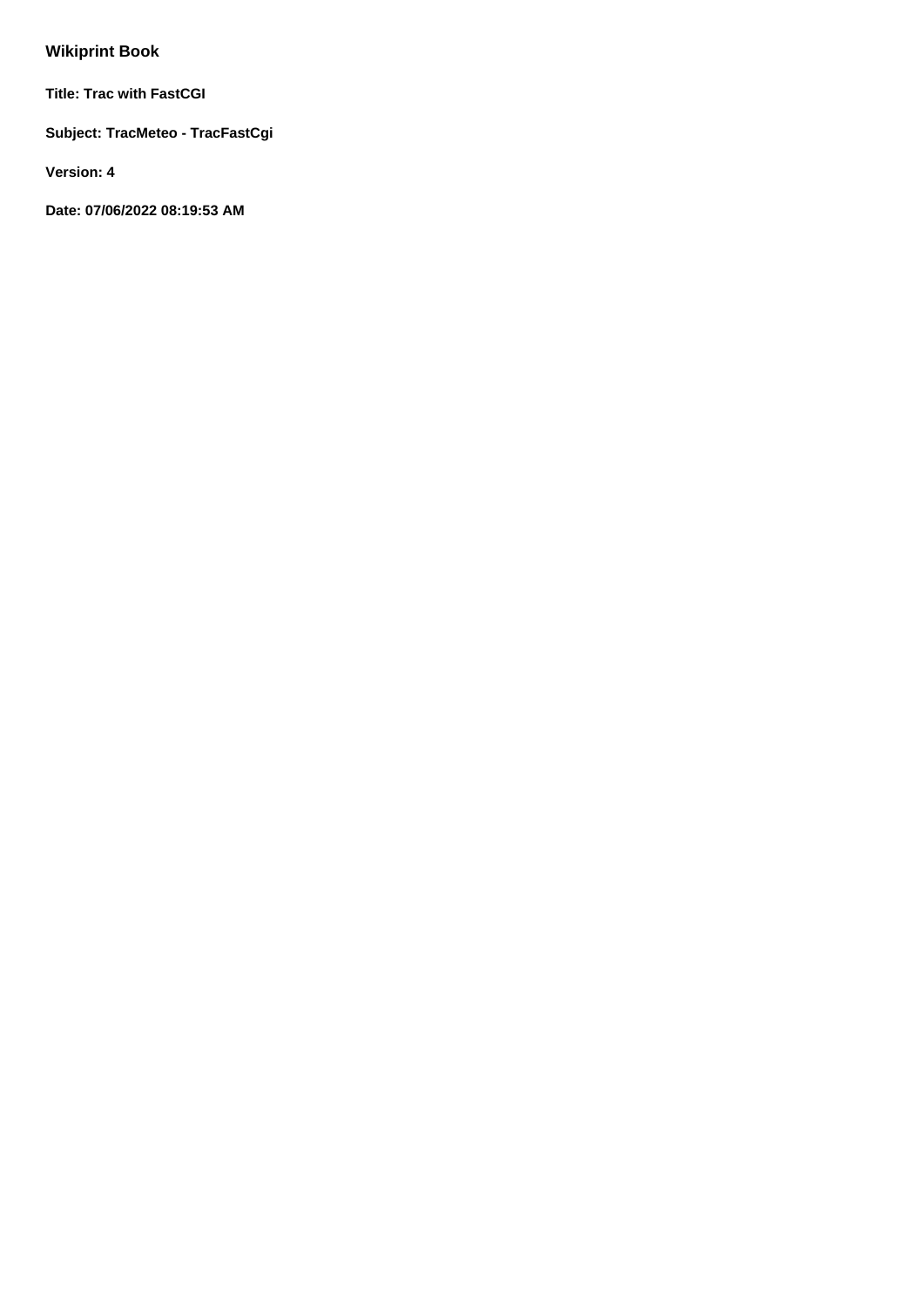# Wikiprint Book

**Title: Trac with FastCGI**

**Subject: TracMeteo - TracFastCgi**

**Version: 4**

**Date: 07/06/2022 08:19:53 AM**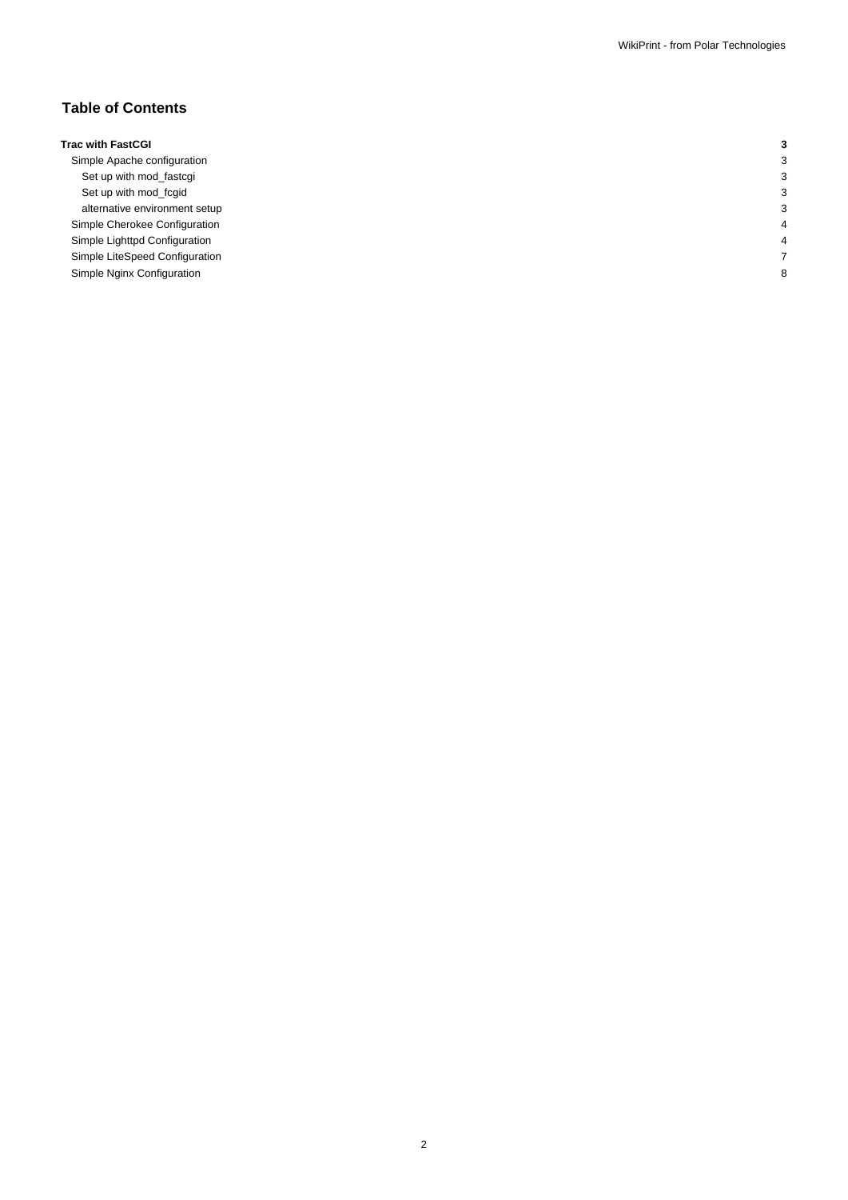## Table of Contents

| | |
|---|---|
| **Trac with FastCGI** | **3** |
| Simple Apache configuration | 3 |
| Set up with mod_fastcgi | 3 |
| Set up with mod_fcgid | 3 |
| alternative environment setup | 3 |
| Simple Cherokee Configuration | 4 |
| Simple Lighttpd Configuration | 4 |
| Simple LiteSpeed Configuration | 7 |
| Simple Nginx Configuration | 8 |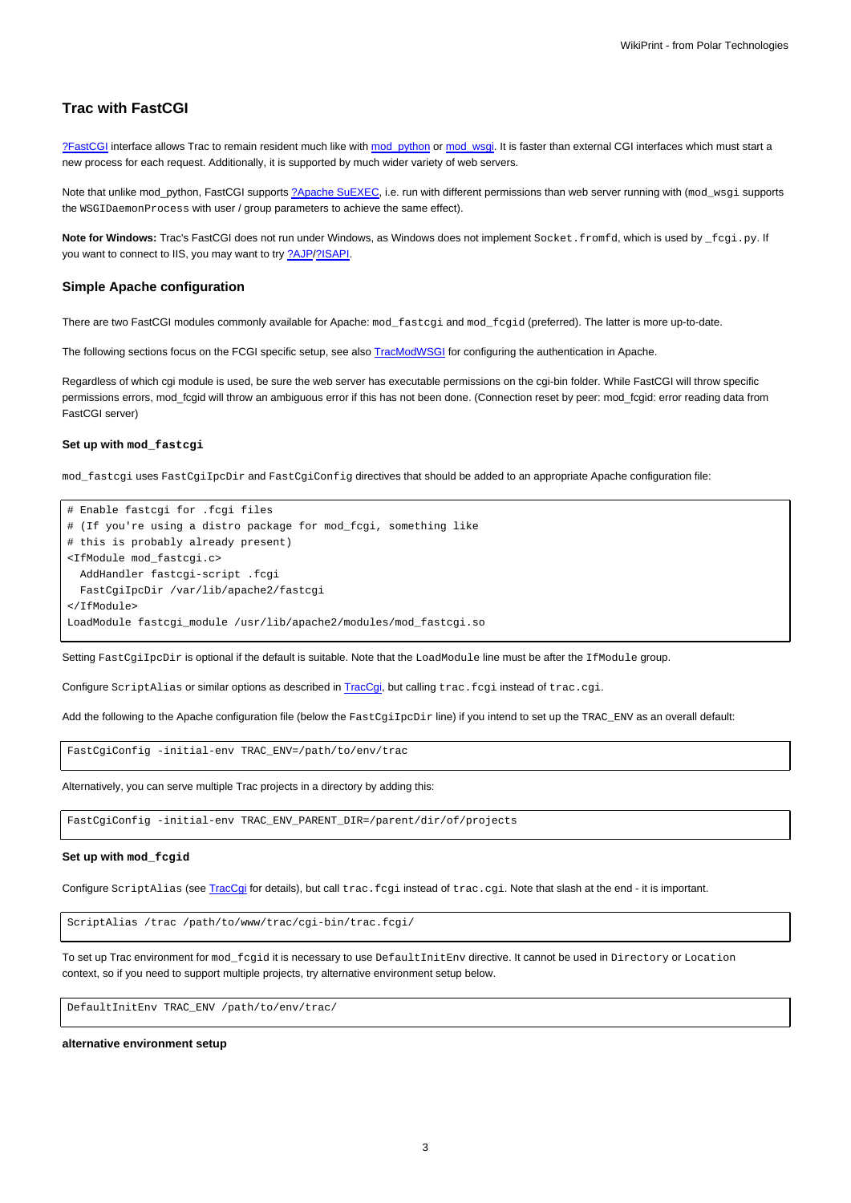## Trac with FastCGI

?FastCGI interface allows Trac to remain resident much like with mod_python or mod_wsgi. It is faster than external CGI interfaces which must start a new process for each request. Additionally, it is supported by much wider variety of web servers.

Note that unlike mod_python, FastCGI supports ?Apache SuEXEC, i.e. run with different permissions than web server running with (`mod_wsgi` supports the `WSGIDaemonProcess` with user / group parameters to achieve the same effect).

**Note for Windows:** Trac's FastCGI does not run under Windows, as Windows does not implement `Socket.fromfd`, which is used by `_fcgi.py`. If you want to connect to IIS, you may want to try ?AJP/?ISAPI.

### Simple Apache configuration

There are two FastCGI modules commonly available for Apache: `mod_fastcgi` and `mod_fcgid` (preferred). The latter is more up-to-date.

The following sections focus on the FCGI specific setup, see also TracModWSGI for configuring the authentication in Apache.

Regardless of which cgi module is used, be sure the web server has executable permissions on the cgi-bin folder. While FastCGI will throw specific permissions errors, mod_fcgid will throw an ambiguous error if this has not been done. (Connection reset by peer: mod_fcgid: error reading data from FastCGI server)

#### Set up with `mod_fastcgi`

`mod_fastcgi` uses `FastCgiIpcDir` and `FastCgiConfig` directives that should be added to an appropriate Apache configuration file:

```
# Enable fastcgi for .fcgi files
# (If you're using a distro package for mod_fcgi, something like
# this is probably already present)
<IfModule mod_fastcgi.c>
  AddHandler fastcgi-script .fcgi
  FastCgiIpcDir /var/lib/apache2/fastcgi
</IfModule>
LoadModule fastcgi_module /usr/lib/apache2/modules/mod_fastcgi.so
```

Setting `FastCgiIpcDir` is optional if the default is suitable. Note that the `LoadModule` line must be after the `IfModule` group.

Configure `ScriptAlias` or similar options as described in TracCgi, but calling `trac.fcgi` instead of `trac.cgi`.

Add the following to the Apache configuration file (below the `FastCgiIpcDir` line) if you intend to set up the `TRAC_ENV` as an overall default:

```
FastCgiConfig -initial-env TRAC_ENV=/path/to/env/trac
```

Alternatively, you can serve multiple Trac projects in a directory by adding this:

```
FastCgiConfig -initial-env TRAC_ENV_PARENT_DIR=/parent/dir/of/projects
```

#### Set up with `mod_fcgid`

Configure `ScriptAlias` (see TracCgi for details), but call `trac.fcgi` instead of `trac.cgi`. Note that slash at the end - it is important.

```
ScriptAlias /trac /path/to/www/trac/cgi-bin/trac.fcgi/
```

To set up Trac environment for `mod_fcgid` it is necessary to use `DefaultInitEnv` directive. It cannot be used in `Directory` or `Location` context, so if you need to support multiple projects, try alternative environment setup below.

```
DefaultInitEnv TRAC_ENV /path/to/env/trac/
```

**alternative environment setup**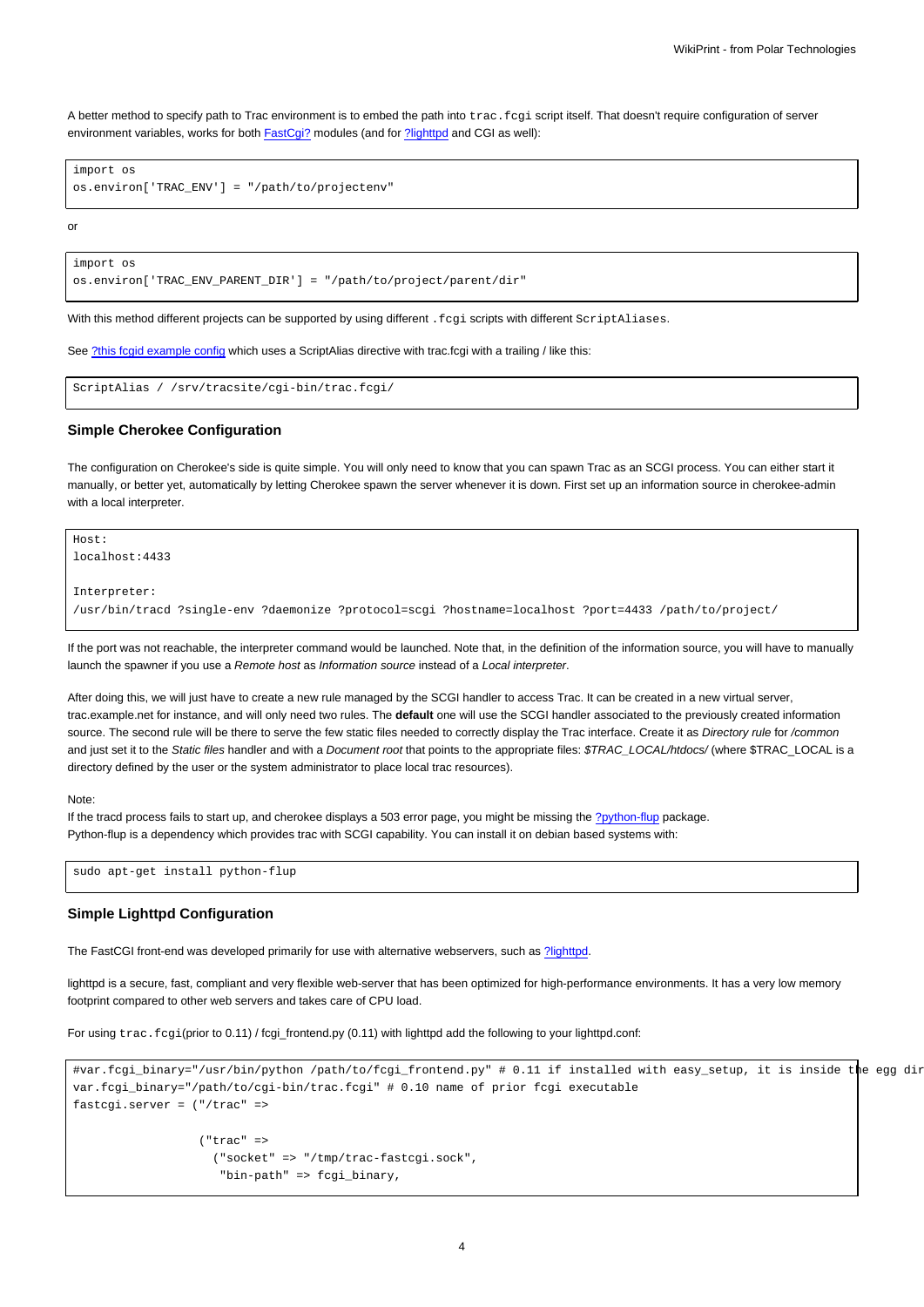A better method to specify path to Trac environment is to embed the path into `trac.fcgi` script itself. That doesn't require configuration of server environment variables, works for both [FastCgi?] modules (and for [?lighttpd] and CGI as well):

```
import os
os.environ['TRAC_ENV'] = "/path/to/projectenv"
```

or

```
import os
os.environ['TRAC_ENV_PARENT_DIR'] = "/path/to/project/parent/dir"
```

With this method different projects can be supported by using different `.fcgi` scripts with different `ScriptAliases`.

See [?this fcgid example config] which uses a ScriptAlias directive with trac.fcgi with a trailing / like this:

```
ScriptAlias / /srv/tracsite/cgi-bin/trac.fcgi/
```

### Simple Cherokee Configuration

The configuration on Cherokee's side is quite simple. You will only need to know that you can spawn Trac as an SCGI process. You can either start it manually, or better yet, automatically by letting Cherokee spawn the server whenever it is down. First set up an information source in cherokee-admin with a local interpreter.

```
Host:
localhost:4433

Interpreter:
/usr/bin/tracd ?single-env ?daemonize ?protocol=scgi ?hostname=localhost ?port=4433 /path/to/project/
```

If the port was not reachable, the interpreter command would be launched. Note that, in the definition of the information source, you will have to manually launch the spawner if you use a *Remote host* as *Information source* instead of a *Local interpreter*.

After doing this, we will just have to create a new rule managed by the SCGI handler to access Trac. It can be created in a new virtual server, trac.example.net for instance, and will only need two rules. The **default** one will use the SCGI handler associated to the previously created information source. The second rule will be there to serve the few static files needed to correctly display the Trac interface. Create it as *Directory rule* for */common* and just set it to the *Static files* handler and with a *Document root* that points to the appropriate files: *$TRAC_LOCAL/htdocs/* (where $TRAC_LOCAL is a directory defined by the user or the system administrator to place local trac resources).

Note:
If the tracd process fails to start up, and cherokee displays a 503 error page, you might be missing the [?python-flup] package.
Python-flup is a dependency which provides trac with SCGI capability. You can install it on debian based systems with:

```
sudo apt-get install python-flup
```

### Simple Lighttpd Configuration

The FastCGI front-end was developed primarily for use with alternative webservers, such as [?lighttpd].

lighttpd is a secure, fast, compliant and very flexible web-server that has been optimized for high-performance environments. It has a very low memory footprint compared to other web servers and takes care of CPU load.

For using `trac.fcgi`(prior to 0.11) / fcgi_frontend.py (0.11) with lighttpd add the following to your lighttpd.conf:

```
#var.fcgi_binary="/usr/bin/python /path/to/fcgi_frontend.py" # 0.11 if installed with easy_setup, it is inside the egg dir
var.fcgi_binary="/path/to/cgi-bin/trac.fcgi" # 0.10 name of prior fcgi executable
fastcgi.server = ("/trac" =>

                  ("trac" =>
                    ("socket" => "/tmp/trac-fastcgi.sock",
                     "bin-path" => fcgi_binary,
```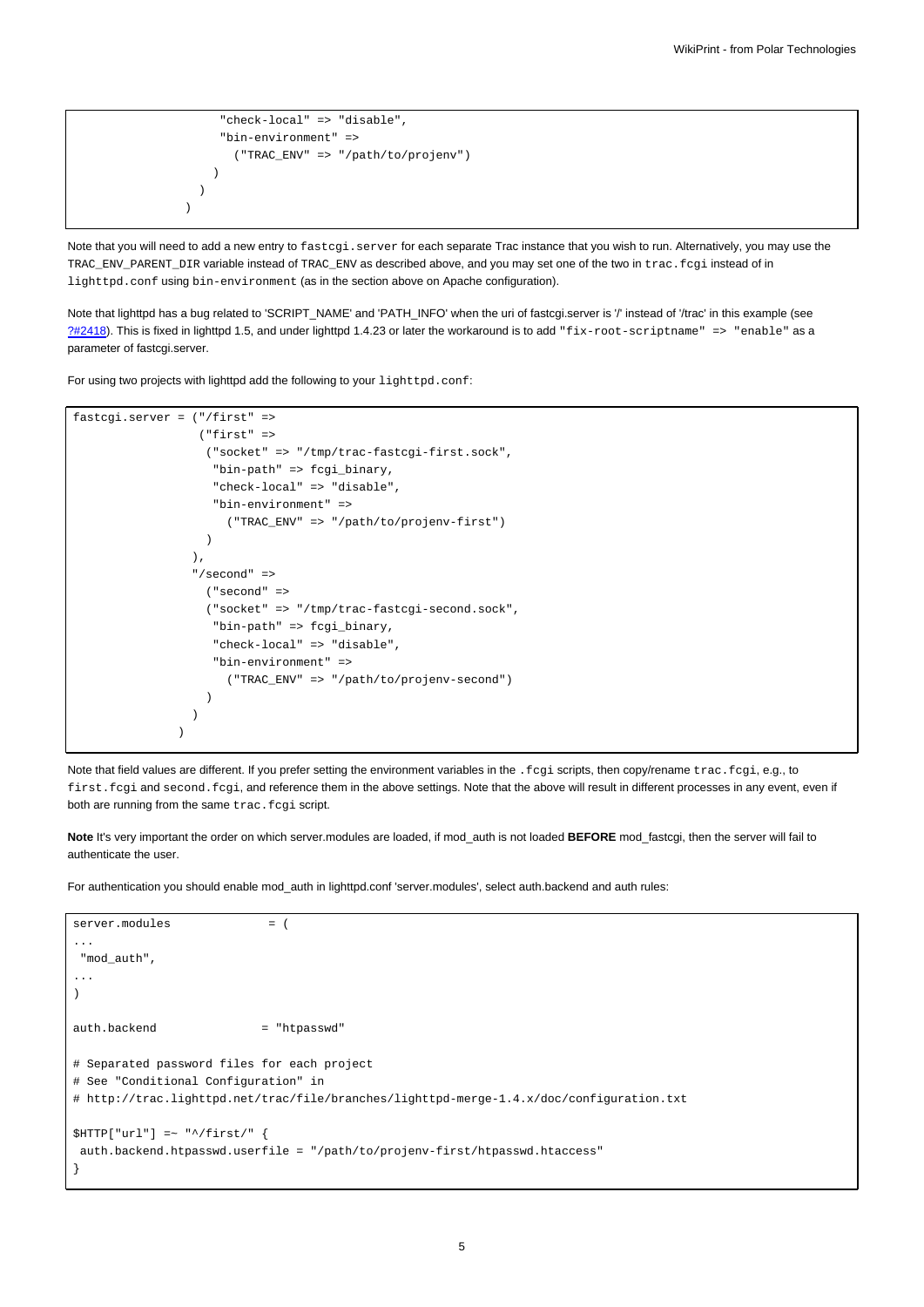```
                    "check-local" => "disable",
                    "bin-environment" =>
                      ("TRAC_ENV" => "/path/to/projenv")
                  )
                )
              )
```

Note that you will need to add a new entry to `fastcgi.server` for each separate Trac instance that you wish to run. Alternatively, you may use the `TRAC_ENV_PARENT_DIR` variable instead of `TRAC_ENV` as described above, and you may set one of the two in `trac.fcgi` instead of in `lighttpd.conf` using `bin-environment` (as in the section above on Apache configuration).

Note that lighttpd has a bug related to 'SCRIPT_NAME' and 'PATH_INFO' when the uri of fastcgi.server is '/' instead of '/trac' in this example (see ?#2418). This is fixed in lighttpd 1.5, and under lighttpd 1.4.23 or later the workaround is to add `"fix-root-scriptname" => "enable"` as a parameter of fastcgi.server.

For using two projects with lighttpd add the following to your `lighttpd.conf`:

```
fastcgi.server = ("/first" =>
                  ("first" =>
                   ("socket" => "/tmp/trac-fastcgi-first.sock",
                    "bin-path" => fcgi_binary,
                    "check-local" => "disable",
                    "bin-environment" =>
                      ("TRAC_ENV" => "/path/to/projenv-first")
                   )
                 ),
                 "/second" =>
                   ("second" =>
                   ("socket" => "/tmp/trac-fastcgi-second.sock",
                    "bin-path" => fcgi_binary,
                    "check-local" => "disable",
                    "bin-environment" =>
                      ("TRAC_ENV" => "/path/to/projenv-second")
                   )
                 )
               )
```

Note that field values are different. If you prefer setting the environment variables in the `.fcgi` scripts, then copy/rename `trac.fcgi`, e.g., to `first.fcgi` and `second.fcgi`, and reference them in the above settings. Note that the above will result in different processes in any event, even if both are running from the same `trac.fcgi` script.

**Note** It's very important the order on which server.modules are loaded, if mod_auth is not loaded **BEFORE** mod_fastcgi, then the server will fail to authenticate the user.

For authentication you should enable mod_auth in lighttpd.conf 'server.modules', select auth.backend and auth rules:

```
server.modules              = (
...
 "mod_auth",
...
)

auth.backend               = "htpasswd"

# Separated password files for each project
# See "Conditional Configuration" in
# http://trac.lighttpd.net/trac/file/branches/lighttpd-merge-1.4.x/doc/configuration.txt

$HTTP["url"] =~ "^/first/" {
 auth.backend.htpasswd.userfile = "/path/to/projenv-first/htpasswd.htaccess"
}
```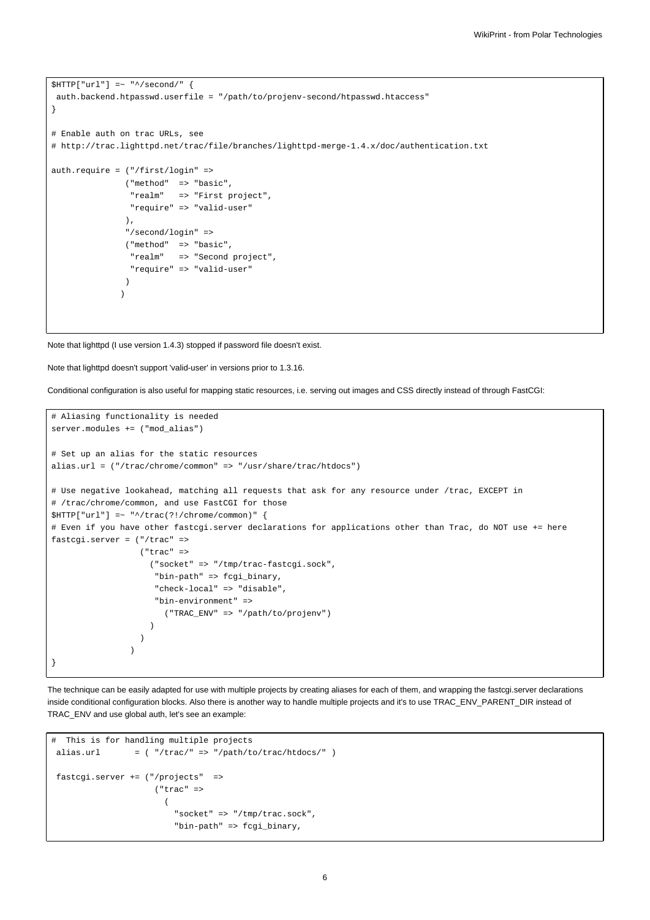```
$HTTP["url"] =~ "^/second/" {
 auth.backend.htpasswd.userfile = "/path/to/projenv-second/htpasswd.htaccess"
}

# Enable auth on trac URLs, see
# http://trac.lighttpd.net/trac/file/branches/lighttpd-merge-1.4.x/doc/authentication.txt

auth.require = ("/first/login" =>
               ("method"  => "basic",
                "realm"   => "First project",
                "require" => "valid-user"
               ),
               "/second/login" =>
               ("method"  => "basic",
                "realm"   => "Second project",
                "require" => "valid-user"
               )
              )
```

Note that lighttpd (I use version 1.4.3) stopped if password file doesn't exist.

Note that lighttpd doesn't support 'valid-user' in versions prior to 1.3.16.

Conditional configuration is also useful for mapping static resources, i.e. serving out images and CSS directly instead of through FastCGI:

```
# Aliasing functionality is needed
server.modules += ("mod_alias")

# Set up an alias for the static resources
alias.url = ("/trac/chrome/common" => "/usr/share/trac/htdocs")

# Use negative lookahead, matching all requests that ask for any resource under /trac, EXCEPT in
# /trac/chrome/common, and use FastCGI for those
$HTTP["url"] =~ "^/trac(?!/chrome/common)" {
# Even if you have other fastcgi.server declarations for applications other than Trac, do NOT use += here
fastcgi.server = ("/trac" =>
                  ("trac" =>
                    ("socket" => "/tmp/trac-fastcgi.sock",
                     "bin-path" => fcgi_binary,
                     "check-local" => "disable",
                     "bin-environment" =>
                       ("TRAC_ENV" => "/path/to/projenv")
                    )
                  )
                )
}
```

The technique can be easily adapted for use with multiple projects by creating aliases for each of them, and wrapping the fastcgi.server declarations inside conditional configuration blocks. Also there is another way to handle multiple projects and it's to use TRAC_ENV_PARENT_DIR instead of TRAC_ENV and use global auth, let's see an example:

```
#  This is for handling multiple projects
 alias.url       = ( "/trac/" => "/path/to/trac/htdocs/" )

 fastcgi.server += ("/projects"  =>
                    ("trac" =>
                      (
                        "socket" => "/tmp/trac.sock",
                        "bin-path" => fcgi_binary,
```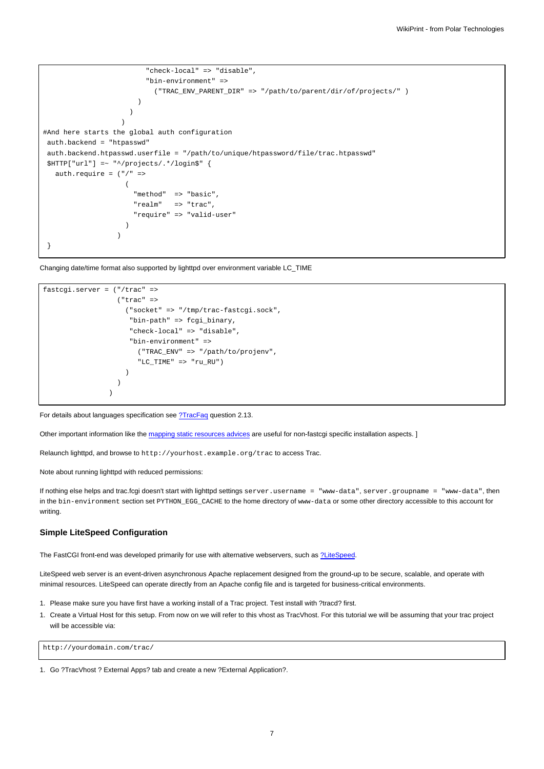```
                          "check-local" => "disable",
                          "bin-environment" =>
                            ("TRAC_ENV_PARENT_DIR" => "/path/to/parent/dir/of/projects/" )
                        )
                      )
                    )
#And here starts the global auth configuration
 auth.backend = "htpasswd"
 auth.backend.htpasswd.userfile = "/path/to/unique/htpassword/file/trac.htpasswd"
 $HTTP["url"] =~ "^/projects/.*/login$" {
   auth.require = ("/" =>
                    (
                      "method"  => "basic",
                      "realm"   => "trac",
                      "require" => "valid-user"
                    )
                  )
 }
```

Changing date/time format also supported by lighttpd over environment variable LC_TIME

```
fastcgi.server = ("/trac" =>
                  ("trac" =>
                    ("socket" => "/tmp/trac-fastcgi.sock",
                     "bin-path" => fcgi_binary,
                     "check-local" => "disable",
                     "bin-environment" =>
                       ("TRAC_ENV" => "/path/to/projenv",
                       "LC_TIME" => "ru_RU")
                    )
                  )
                )
```

For details about languages specification see ?TracFaq question 2.13.

Other important information like the mapping static resources advices are useful for non-fastcgi specific installation aspects. ]

Relaunch lighttpd, and browse to `http://yourhost.example.org/trac` to access Trac.

Note about running lighttpd with reduced permissions:

If nothing else helps and trac.fcgi doesn't start with lighttpd settings `server.username = "www-data"`, `server.groupname = "www-data"`, then in the `bin-environment` section set `PYTHON_EGG_CACHE` to the home directory of `www-data` or some other directory accessible to this account for writing.

### Simple LiteSpeed Configuration

The FastCGI front-end was developed primarily for use with alternative webservers, such as ?LiteSpeed.

LiteSpeed web server is an event-driven asynchronous Apache replacement designed from the ground-up to be secure, scalable, and operate with minimal resources. LiteSpeed can operate directly from an Apache config file and is targeted for business-critical environments.

1. Please make sure you have first have a working install of a Trac project. Test install with ?tracd? first.
1. Create a Virtual Host for this setup. From now on we will refer to this vhost as TracVhost. For this tutorial we will be assuming that your trac project will be accessible via:

```
http://yourdomain.com/trac/
```

1. Go ?TracVhost ? External Apps? tab and create a new ?External Application?.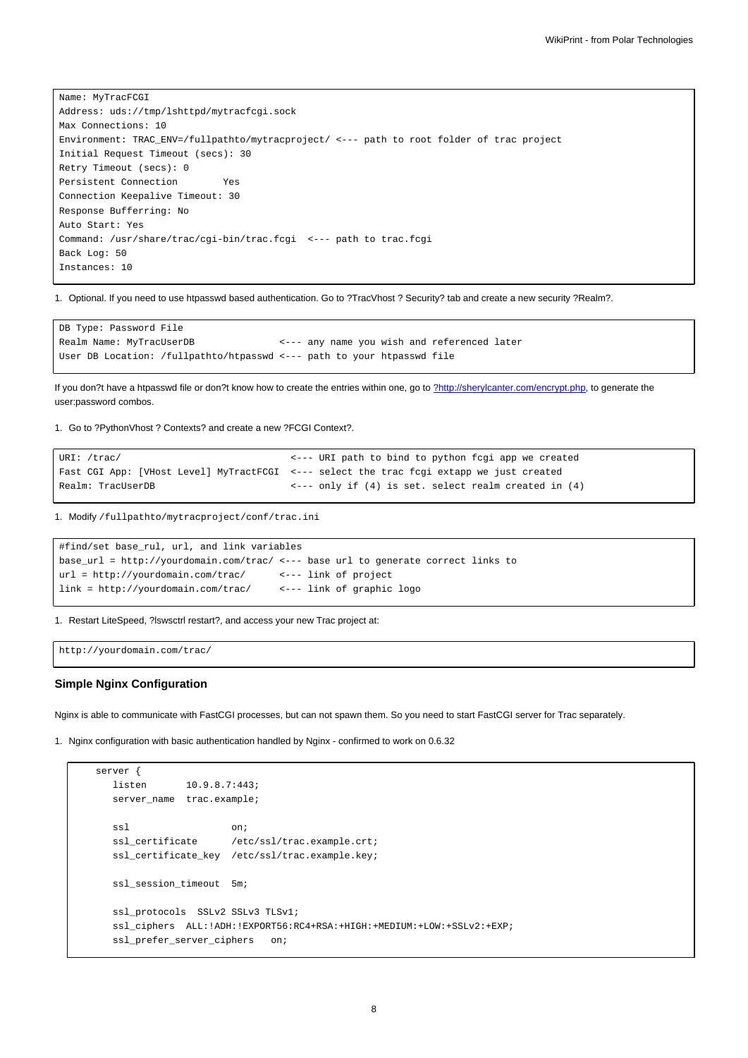```
Name: MyTracFCGI
Address: uds://tmp/lshttpd/mytracfcgi.sock
Max Connections: 10
Environment: TRAC_ENV=/fullpathto/mytracproject/ <--- path to root folder of trac project
Initial Request Timeout (secs): 30
Retry Timeout (secs): 0
Persistent Connection       Yes
Connection Keepalive Timeout: 30
Response Bufferring: No
Auto Start: Yes
Command: /usr/share/trac/cgi-bin/trac.fcgi  <--- path to trac.fcgi
Back Log: 50
Instances: 10
```

1. Optional. If you need to use htpasswd based authentication. Go to ?TracVhost ? Security? tab and create a new security ?Realm?.

```
DB Type: Password File
Realm Name: MyTracUserDB               <--- any name you wish and referenced later
User DB Location: /fullpathto/htpasswd <--- path to your htpasswd file
```

If you don?t have a htpasswd file or don?t know how to create the entries within one, go to ?http://sherylcanter.com/encrypt.php, to generate the user:password combos.

1. Go to ?PythonVhost ? Contexts? and create a new ?FCGI Context?.

```
URI: /trac/                              <--- URI path to bind to python fcgi app we created
Fast CGI App: [VHost Level] MyTractFCGI  <--- select the trac fcgi extapp we just created
Realm: TracUserDB                        <--- only if (4) is set. select realm created in (4)
```

1. Modify `/fullpathto/mytracproject/conf/trac.ini`

```
#find/set base_rul, url, and link variables
base_url = http://yourdomain.com/trac/ <--- base url to generate correct links to
url = http://yourdomain.com/trac/      <--- link of project
link = http://yourdomain.com/trac/     <--- link of graphic logo
```

1. Restart LiteSpeed, ?lswsctrl restart?, and access your new Trac project at:

```
http://yourdomain.com/trac/
```

### Simple Nginx Configuration

Nginx is able to communicate with FastCGI processes, but can not spawn them. So you need to start FastCGI server for Trac separately.

1. Nginx configuration with basic authentication handled by Nginx - confirmed to work on 0.6.32

```
    server {
        listen       10.9.8.7:443;
        server_name  trac.example;

        ssl                  on;
        ssl_certificate      /etc/ssl/trac.example.crt;
        ssl_certificate_key  /etc/ssl/trac.example.key;

        ssl_session_timeout  5m;

        ssl_protocols  SSLv2 SSLv3 TLSv1;
        ssl_ciphers  ALL:!ADH:!EXPORT56:RC4+RSA:+HIGH:+MEDIUM:+LOW:+SSLv2:+EXP;
        ssl_prefer_server_ciphers   on;
```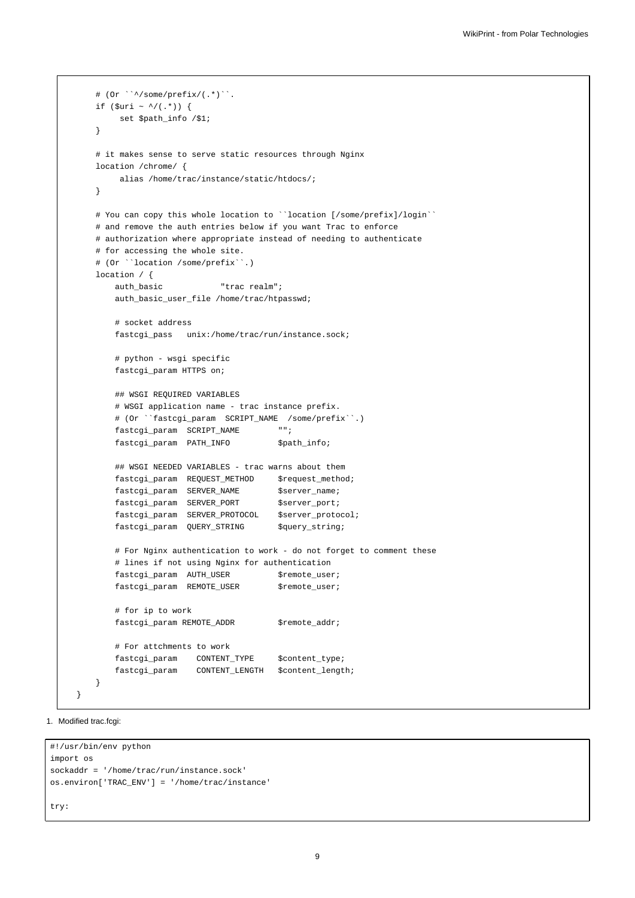```
        # (Or ``^/some/prefix/(.*)``.
        if ($uri ~ ^/(.*)) {
             set $path_info /$1;
        }

        # it makes sense to serve static resources through Nginx
        location /chrome/ {
             alias /home/trac/instance/static/htdocs/;
        }

        # You can copy this whole location to ``location [/some/prefix]/login``
        # and remove the auth entries below if you want Trac to enforce
        # authorization where appropriate instead of needing to authenticate
        # for accessing the whole site.
        # (Or ``location /some/prefix``.)
        location / {
            auth_basic            "trac realm";
            auth_basic_user_file /home/trac/htpasswd;

            # socket address
            fastcgi_pass   unix:/home/trac/run/instance.sock;

            # python - wsgi specific
            fastcgi_param HTTPS on;

            ## WSGI REQUIRED VARIABLES
            # WSGI application name - trac instance prefix.
            # (Or ``fastcgi_param  SCRIPT_NAME  /some/prefix``.)
            fastcgi_param  SCRIPT_NAME        "";
            fastcgi_param  PATH_INFO          $path_info;

            ## WSGI NEEDED VARIABLES - trac warns about them
            fastcgi_param  REQUEST_METHOD     $request_method;
            fastcgi_param  SERVER_NAME        $server_name;
            fastcgi_param  SERVER_PORT        $server_port;
            fastcgi_param  SERVER_PROTOCOL    $server_protocol;
            fastcgi_param  QUERY_STRING       $query_string;

            # For Nginx authentication to work - do not forget to comment these
            # lines if not using Nginx for authentication
            fastcgi_param  AUTH_USER          $remote_user;
            fastcgi_param  REMOTE_USER        $remote_user;

            # for ip to work
            fastcgi_param REMOTE_ADDR         $remote_addr;

            # For attchments to work
            fastcgi_param    CONTENT_TYPE     $content_type;
            fastcgi_param    CONTENT_LENGTH   $content_length;
        }
    }
```

1. Modified trac.fcgi:

```
#!/usr/bin/env python
import os
sockaddr = '/home/trac/run/instance.sock'
os.environ['TRAC_ENV'] = '/home/trac/instance'

try:
```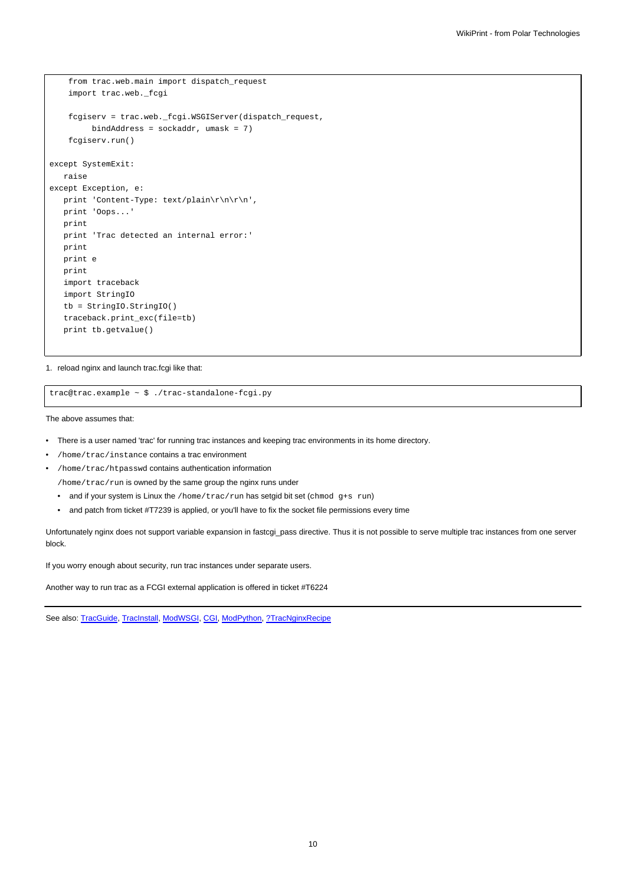```
    from trac.web.main import dispatch_request
    import trac.web._fcgi

    fcgiserv = trac.web._fcgi.WSGIServer(dispatch_request,
         bindAddress = sockaddr, umask = 7)
    fcgiserv.run()

except SystemExit:
   raise
except Exception, e:
   print 'Content-Type: text/plain\r\n\r\n',
   print 'Oops...'
   print
   print 'Trac detected an internal error:'
   print
   print e
   print
   import traceback
   import StringIO
   tb = StringIO.StringIO()
   traceback.print_exc(file=tb)
   print tb.getvalue()
```

1. reload nginx and launch trac.fcgi like that:

```
trac@trac.example ~ $ ./trac-standalone-fcgi.py
```

The above assumes that:

- There is a user named 'trac' for running trac instances and keeping trac environments in its home directory.
- `/home/trac/instance` contains a trac environment
- `/home/trac/htpasswd` contains authentication information

  `/home/trac/run` is owned by the same group the nginx runs under
  - and if your system is Linux the `/home/trac/run` has setgid bit set (`chmod g+s run`)
  - and patch from ticket #T7239 is applied, or you'll have to fix the socket file permissions every time

Unfortunately nginx does not support variable expansion in fastcgi_pass directive. Thus it is not possible to serve multiple trac instances from one server block.

If you worry enough about security, run trac instances under separate users.

Another way to run trac as a FCGI external application is offered in ticket #T6224

---

See also: TracGuide, TracInstall, ModWSGI, CGI, ModPython, ?TracNginxRecipe